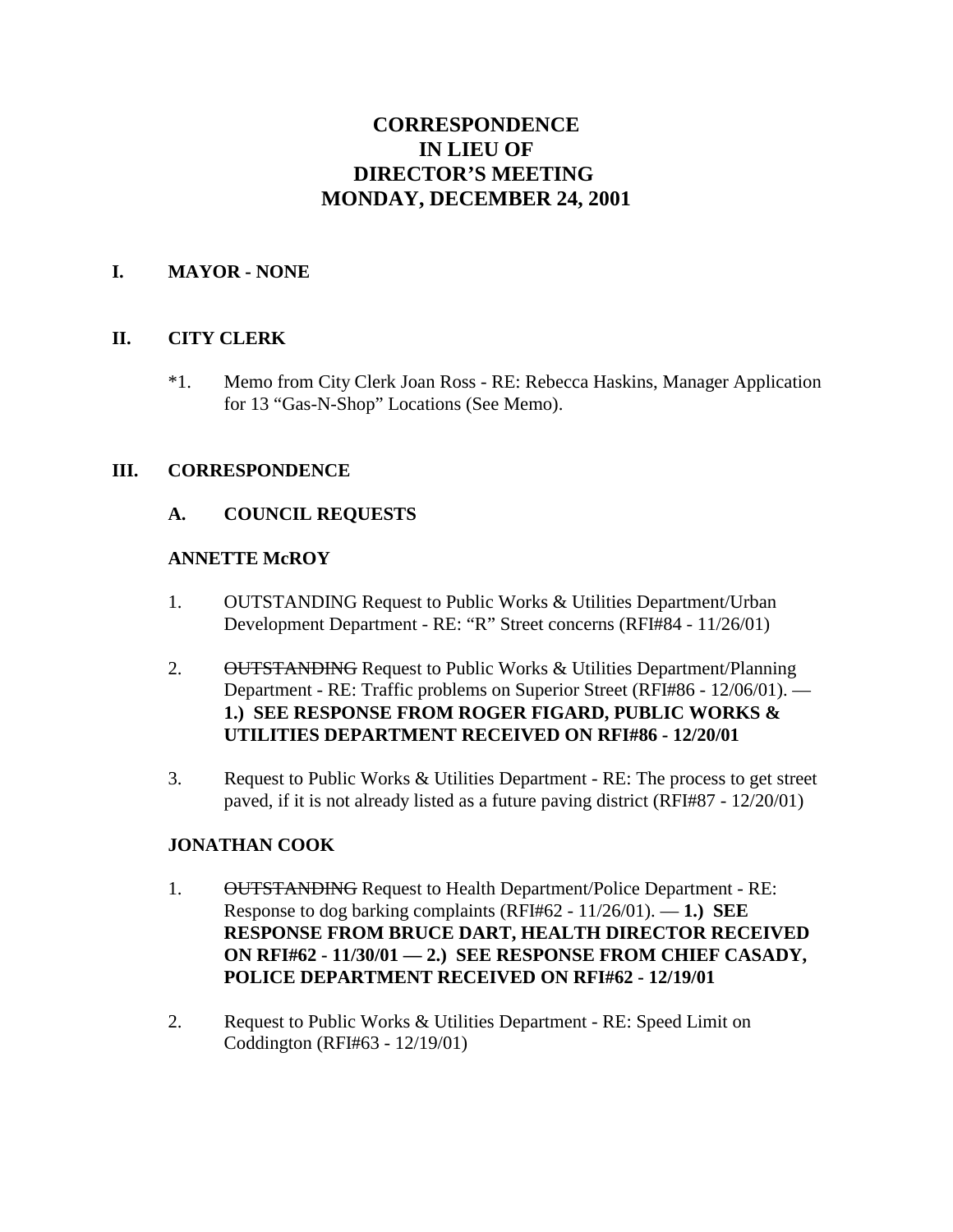# CORRESPONDENCE
# IN LIEU OF
# DIRECTOR'S MEETING
# MONDAY, DECEMBER 24, 2001

## I. MAYOR - NONE

## II. CITY CLERK

*1. Memo from City Clerk Joan Ross - RE: Rebecca Haskins, Manager Application for 13 "Gas-N-Shop" Locations (See Memo).

## III. CORRESPONDENCE

### A. COUNCIL REQUESTS

**ANNETTE McROY**

1. OUTSTANDING Request to Public Works & Utilities Department/Urban Development Department - RE: "R" Street concerns (RFI#84 - 11/26/01)

2. ~~OUTSTANDING~~ Request to Public Works & Utilities Department/Planning Department - RE: Traffic problems on Superior Street (RFI#86 - 12/06/01). — **1.) SEE RESPONSE FROM ROGER FIGARD, PUBLIC WORKS & UTILITIES DEPARTMENT RECEIVED ON RFI#86 - 12/20/01**

3. Request to Public Works & Utilities Department - RE: The process to get street paved, if it is not already listed as a future paving district (RFI#87 - 12/20/01)

**JONATHAN COOK**

1. ~~OUTSTANDING~~ Request to Health Department/Police Department - RE: Response to dog barking complaints (RFI#62 - 11/26/01). — **1.) SEE RESPONSE FROM BRUCE DART, HEALTH DIRECTOR RECEIVED ON RFI#62 - 11/30/01 — 2.) SEE RESPONSE FROM CHIEF CASADY, POLICE DEPARTMENT RECEIVED ON RFI#62 - 12/19/01**

2. Request to Public Works & Utilities Department - RE: Speed Limit on Coddington (RFI#63 - 12/19/01)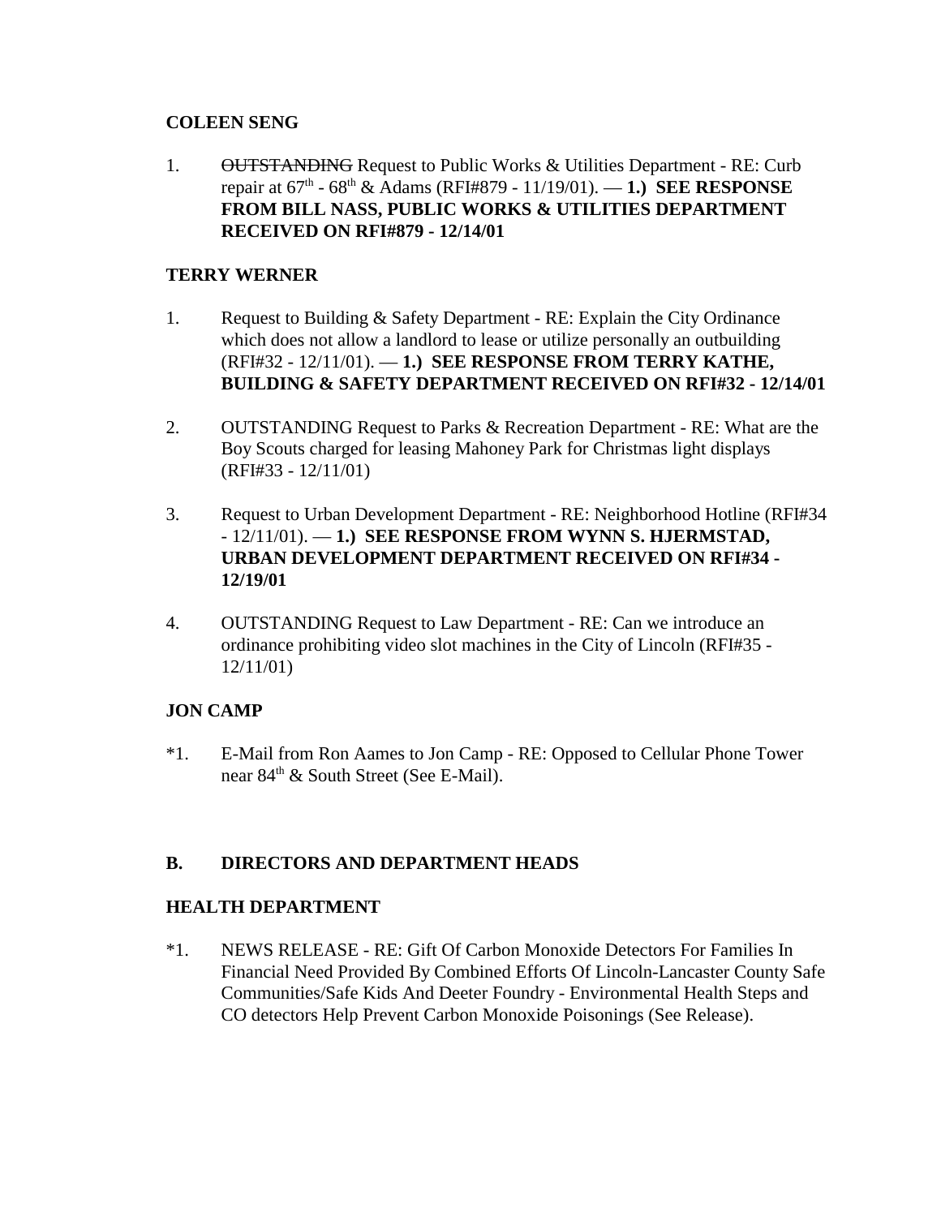**COLEEN SENG**

1. ~~OUTSTANDING~~ Request to Public Works & Utilities Department - RE: Curb repair at 67th - 68th & Adams (RFI#879 - 11/19/01). — **1.) SEE RESPONSE FROM BILL NASS, PUBLIC WORKS & UTILITIES DEPARTMENT RECEIVED ON RFI#879 - 12/14/01**

**TERRY WERNER**

1. Request to Building & Safety Department - RE: Explain the City Ordinance which does not allow a landlord to lease or utilize personally an outbuilding (RFI#32 - 12/11/01). — **1.) SEE RESPONSE FROM TERRY KATHE, BUILDING & SAFETY DEPARTMENT RECEIVED ON RFI#32 - 12/14/01**

2. OUTSTANDING Request to Parks & Recreation Department - RE: What are the Boy Scouts charged for leasing Mahoney Park for Christmas light displays (RFI#33 - 12/11/01)

3. Request to Urban Development Department - RE: Neighborhood Hotline (RFI#34 - 12/11/01). — **1.) SEE RESPONSE FROM WYNN S. HJERMSTAD, URBAN DEVELOPMENT DEPARTMENT RECEIVED ON RFI#34 - 12/19/01**

4. OUTSTANDING Request to Law Department - RE: Can we introduce an ordinance prohibiting video slot machines in the City of Lincoln (RFI#35 - 12/11/01)

**JON CAMP**

*1. E-Mail from Ron Aames to Jon Camp - RE: Opposed to Cellular Phone Tower near 84th & South Street (See E-Mail).

## B. DIRECTORS AND DEPARTMENT HEADS

**HEALTH DEPARTMENT**

*1. NEWS RELEASE - RE: Gift Of Carbon Monoxide Detectors For Families In Financial Need Provided By Combined Efforts Of Lincoln-Lancaster County Safe Communities/Safe Kids And Deeter Foundry - Environmental Health Steps and CO detectors Help Prevent Carbon Monoxide Poisonings (See Release).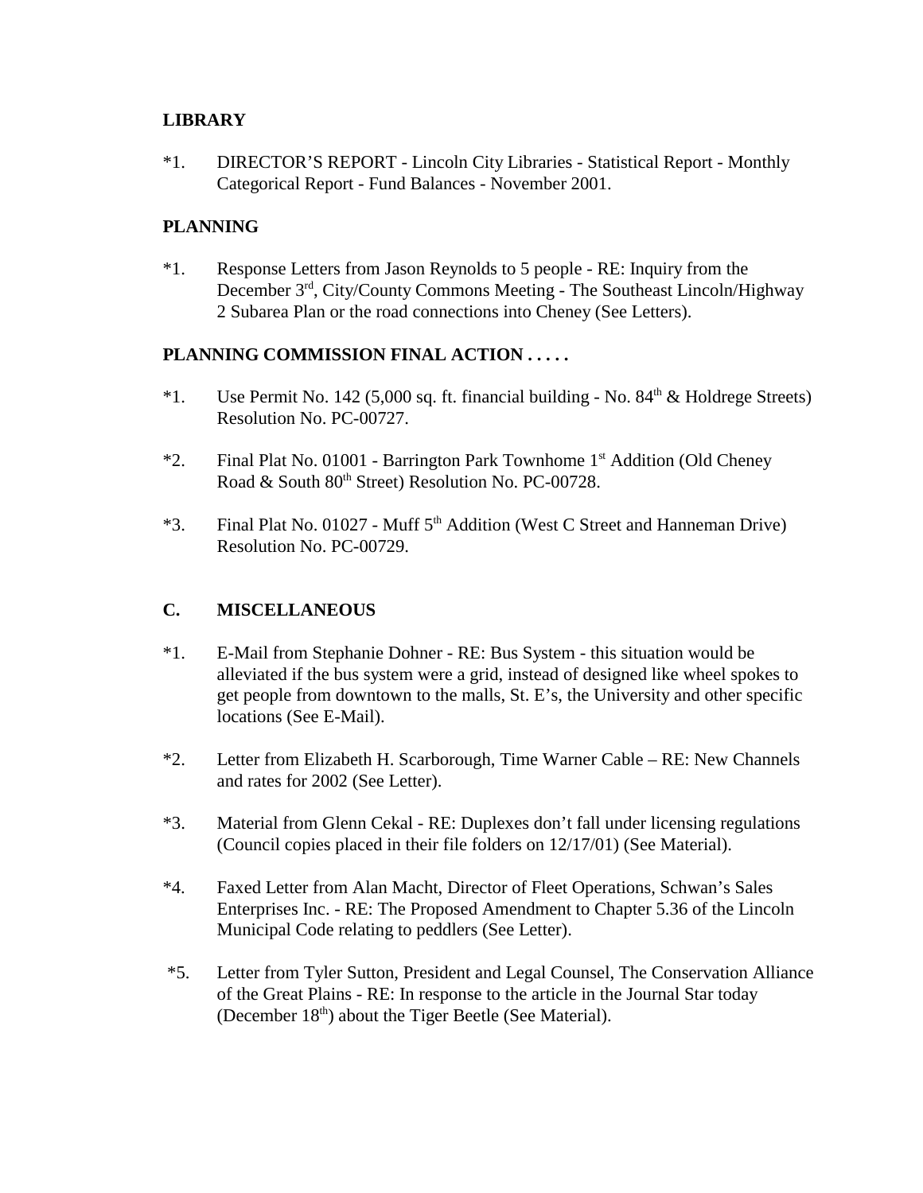**LIBRARY**

*1. DIRECTOR'S REPORT - Lincoln City Libraries - Statistical Report - Monthly Categorical Report - Fund Balances - November 2001.

**PLANNING**

*1. Response Letters from Jason Reynolds to 5 people - RE: Inquiry from the December 3rd, City/County Commons Meeting - The Southeast Lincoln/Highway 2 Subarea Plan or the road connections into Cheney (See Letters).

**PLANNING COMMISSION FINAL ACTION . . . . .**

*1. Use Permit No. 142 (5,000 sq. ft. financial building - No. 84th & Holdrege Streets) Resolution No. PC-00727.

*2. Final Plat No. 01001 - Barrington Park Townhome 1st Addition (Old Cheney Road & South 80th Street) Resolution No. PC-00728.

*3. Final Plat No. 01027 - Muff 5th Addition (West C Street and Hanneman Drive) Resolution No. PC-00729.

**C. MISCELLANEOUS**

*1. E-Mail from Stephanie Dohner - RE: Bus System - this situation would be alleviated if the bus system were a grid, instead of designed like wheel spokes to get people from downtown to the malls, St. E's, the University and other specific locations (See E-Mail).

*2. Letter from Elizabeth H. Scarborough, Time Warner Cable – RE: New Channels and rates for 2002 (See Letter).

*3. Material from Glenn Cekal - RE: Duplexes don't fall under licensing regulations (Council copies placed in their file folders on 12/17/01) (See Material).

*4. Faxed Letter from Alan Macht, Director of Fleet Operations, Schwan's Sales Enterprises Inc. - RE: The Proposed Amendment to Chapter 5.36 of the Lincoln Municipal Code relating to peddlers (See Letter).

*5. Letter from Tyler Sutton, President and Legal Counsel, The Conservation Alliance of the Great Plains - RE: In response to the article in the Journal Star today (December 18th) about the Tiger Beetle (See Material).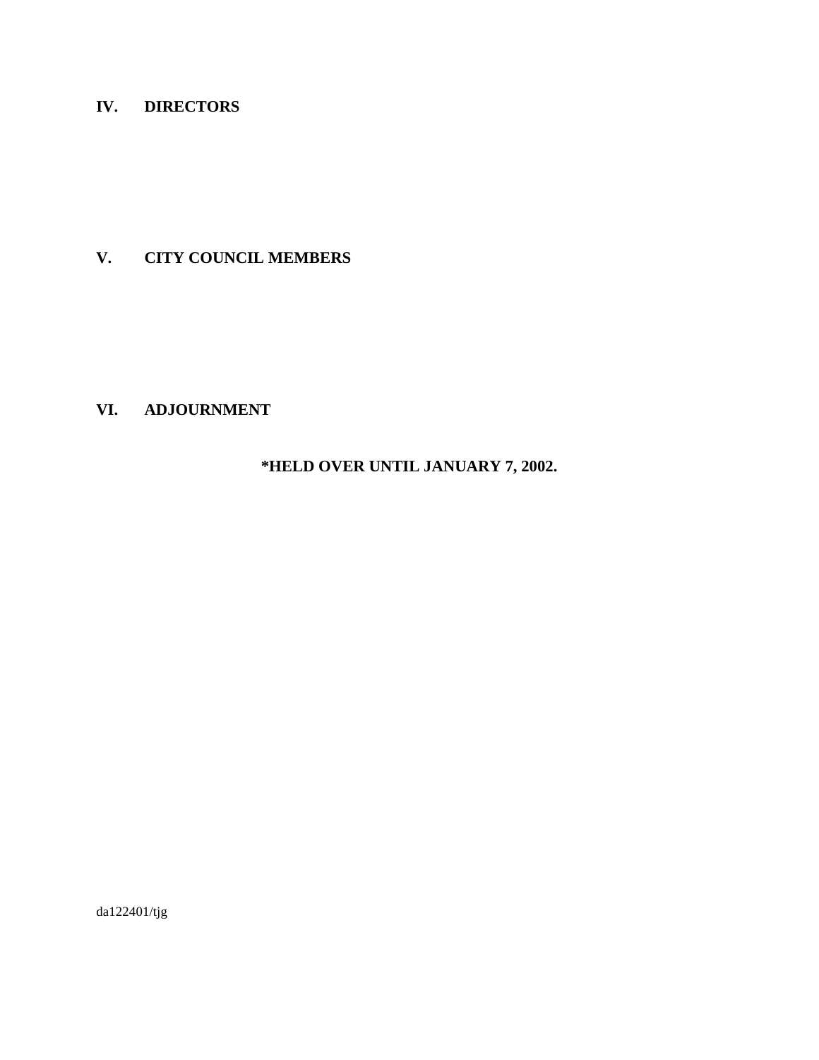## IV. DIRECTORS

## V. CITY COUNCIL MEMBERS

## VI. ADJOURNMENT

**\*HELD OVER UNTIL JANUARY 7, 2002.**

da122401/tjg